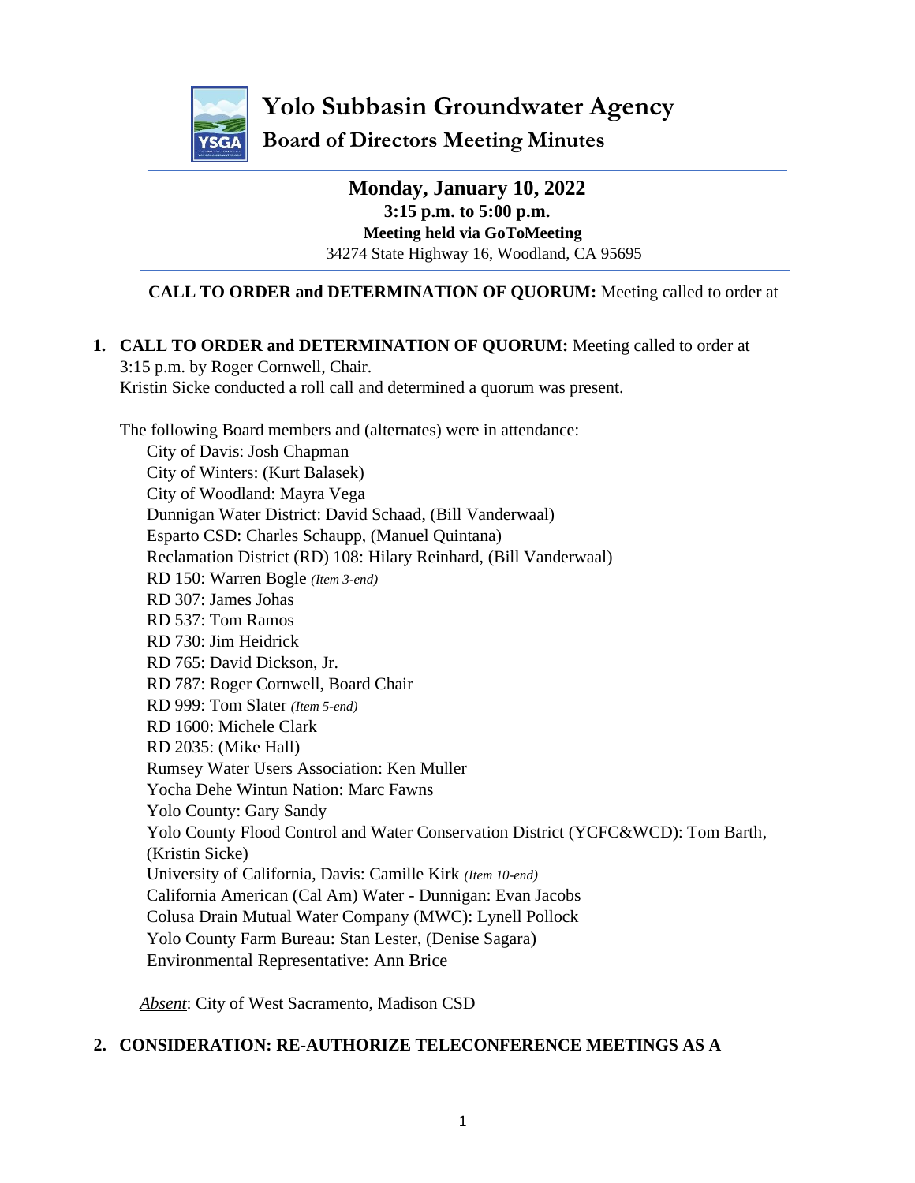# Yolo Subbasin Groundwater Agency

## Board of Directors Meeting Minutes

**Monday, January 10, 2022**
**3:15 p.m. to 5:00 p.m.**
**Meeting held via GoToMeeting**
34274 State Highway 16, Woodland, CA 95695

**CALL TO ORDER and DETERMINATION OF QUORUM:** Meeting called to order at

1. **CALL TO ORDER and DETERMINATION OF QUORUM:** Meeting called to order at 3:15 p.m. by Roger Cornwell, Chair.
   Kristin Sicke conducted a roll call and determined a quorum was present.

   The following Board members and (alternates) were in attendance:
   - City of Davis: Josh Chapman
   - City of Winters: (Kurt Balasek)
   - City of Woodland: Mayra Vega
   - Dunnigan Water District: David Schaad, (Bill Vanderwaal)
   - Esparto CSD: Charles Schaupp, (Manuel Quintana)
   - Reclamation District (RD) 108: Hilary Reinhard, (Bill Vanderwaal)
   - RD 150: Warren Bogle *(Item 3-end)*
   - RD 307: James Johas
   - RD 537: Tom Ramos
   - RD 730: Jim Heidrick
   - RD 765: David Dickson, Jr.
   - RD 787: Roger Cornwell, Board Chair
   - RD 999: Tom Slater *(Item 5-end)*
   - RD 1600: Michele Clark
   - RD 2035: (Mike Hall)
   - Rumsey Water Users Association: Ken Muller
   - Yocha Dehe Wintun Nation: Marc Fawns
   - Yolo County: Gary Sandy
   - Yolo County Flood Control and Water Conservation District (YCFC&WCD): Tom Barth, (Kristin Sicke)
   - University of California, Davis: Camille Kirk *(Item 10-end)*
   - California American (Cal Am) Water - Dunnigan: Evan Jacobs
   - Colusa Drain Mutual Water Company (MWC): Lynell Pollock
   - Yolo County Farm Bureau: Stan Lester, (Denise Sagara)
   - Environmental Representative: Ann Brice

   *Absent*: City of West Sacramento, Madison CSD

2. **CONSIDERATION: RE-AUTHORIZE TELECONFERENCE MEETINGS AS A**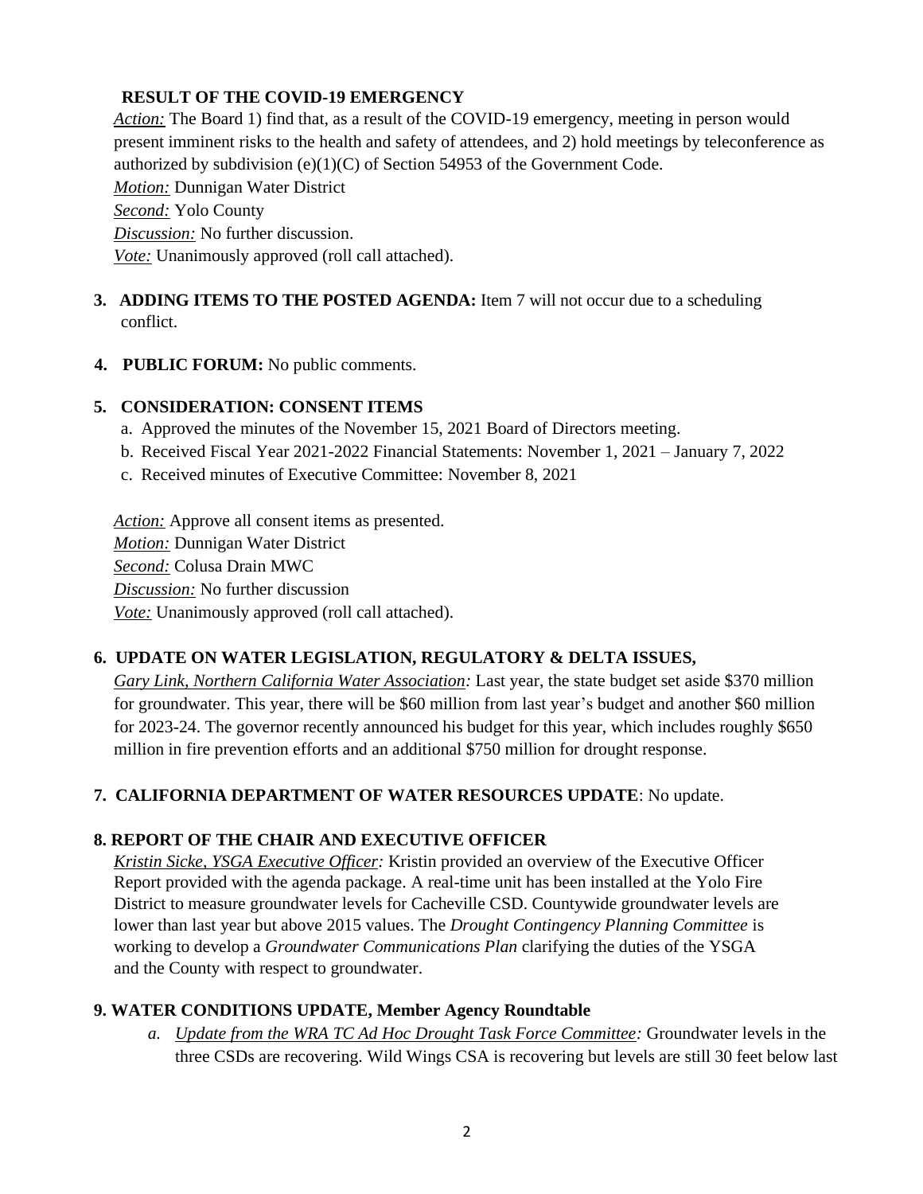**RESULT OF THE COVID-19 EMERGENCY**

*Action:* The Board 1) find that, as a result of the COVID-19 emergency, meeting in person would present imminent risks to the health and safety of attendees, and 2) hold meetings by teleconference as authorized by subdivision (e)(1)(C) of Section 54953 of the Government Code.
*Motion:* Dunnigan Water District
*Second:* Yolo County
*Discussion:* No further discussion.
*Vote:* Unanimously approved (roll call attached).

**3. ADDING ITEMS TO THE POSTED AGENDA:** Item 7 will not occur due to a scheduling conflict.

**4. PUBLIC FORUM:** No public comments.

**5. CONSIDERATION: CONSENT ITEMS**

a. Approved the minutes of the November 15, 2021 Board of Directors meeting.
b. Received Fiscal Year 2021-2022 Financial Statements: November 1, 2021 – January 7, 2022
c. Received minutes of Executive Committee: November 8, 2021

*Action:* Approve all consent items as presented.
*Motion:* Dunnigan Water District
*Second:* Colusa Drain MWC
*Discussion:* No further discussion
*Vote:* Unanimously approved (roll call attached).

**6. UPDATE ON WATER LEGISLATION, REGULATORY & DELTA ISSUES,**

*Gary Link, Northern California Water Association:* Last year, the state budget set aside $370 million for groundwater. This year, there will be $60 million from last year's budget and another $60 million for 2023-24. The governor recently announced his budget for this year, which includes roughly $650 million in fire prevention efforts and an additional $750 million for drought response.

**7. CALIFORNIA DEPARTMENT OF WATER RESOURCES UPDATE**: No update.

**8. REPORT OF THE CHAIR AND EXECUTIVE OFFICER**

*Kristin Sicke, YSGA Executive Officer:* Kristin provided an overview of the Executive Officer Report provided with the agenda package. A real-time unit has been installed at the Yolo Fire District to measure groundwater levels for Cacheville CSD. Countywide groundwater levels are lower than last year but above 2015 values. The *Drought Contingency Planning Committee* is working to develop a *Groundwater Communications Plan* clarifying the duties of the YSGA and the County with respect to groundwater.

**9. WATER CONDITIONS UPDATE, Member Agency Roundtable**

a. *Update from the WRA TC Ad Hoc Drought Task Force Committee:* Groundwater levels in the three CSDs are recovering. Wild Wings CSA is recovering but levels are still 30 feet below last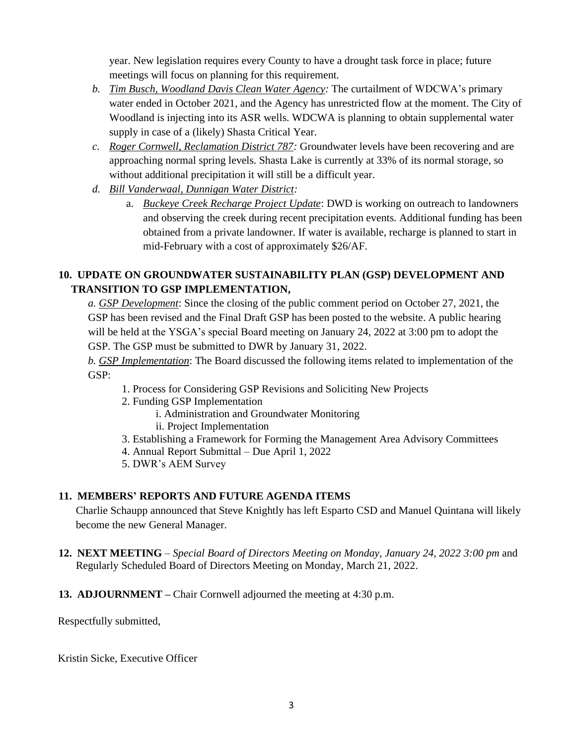year. New legislation requires every County to have a drought task force in place; future meetings will focus on planning for this requirement.

- *b.* *Tim Busch, Woodland Davis Clean Water Agency:* The curtailment of WDCWA's primary water ended in October 2021, and the Agency has unrestricted flow at the moment. The City of Woodland is injecting into its ASR wells. WDCWA is planning to obtain supplemental water supply in case of a (likely) Shasta Critical Year.
- *c.* *Roger Cornwell, Reclamation District 787:* Groundwater levels have been recovering and are approaching normal spring levels. Shasta Lake is currently at 33% of its normal storage, so without additional precipitation it will still be a difficult year.
- *d.* *Bill Vanderwaal, Dunnigan Water District:*
    - a. *Buckeye Creek Recharge Project Update*: DWD is working on outreach to landowners and observing the creek during recent precipitation events. Additional funding has been obtained from a private landowner. If water is available, recharge is planned to start in mid-February with a cost of approximately $26/AF.

**10. UPDATE ON GROUNDWATER SUSTAINABILITY PLAN (GSP) DEVELOPMENT AND TRANSITION TO GSP IMPLEMENTATION,**

*a. GSP Development*: Since the closing of the public comment period on October 27, 2021, the GSP has been revised and the Final Draft GSP has been posted to the website. A public hearing will be held at the YSGA's special Board meeting on January 24, 2022 at 3:00 pm to adopt the GSP. The GSP must be submitted to DWR by January 31, 2022.

*b. GSP Implementation*: The Board discussed the following items related to implementation of the GSP:

1. Process for Considering GSP Revisions and Soliciting New Projects
2. Funding GSP Implementation
    - i. Administration and Groundwater Monitoring
    - ii. Project Implementation
3. Establishing a Framework for Forming the Management Area Advisory Committees
4. Annual Report Submittal – Due April 1, 2022
5. DWR's AEM Survey

**11. MEMBERS' REPORTS AND FUTURE AGENDA ITEMS**

Charlie Schaupp announced that Steve Knightly has left Esparto CSD and Manuel Quintana will likely become the new General Manager.

**12. NEXT MEETING** – *Special Board of Directors Meeting on Monday, January 24, 2022 3:00 pm* and Regularly Scheduled Board of Directors Meeting on Monday, March 21, 2022.

**13. ADJOURNMENT –** Chair Cornwell adjourned the meeting at 4:30 p.m.

Respectfully submitted,

Kristin Sicke, Executive Officer